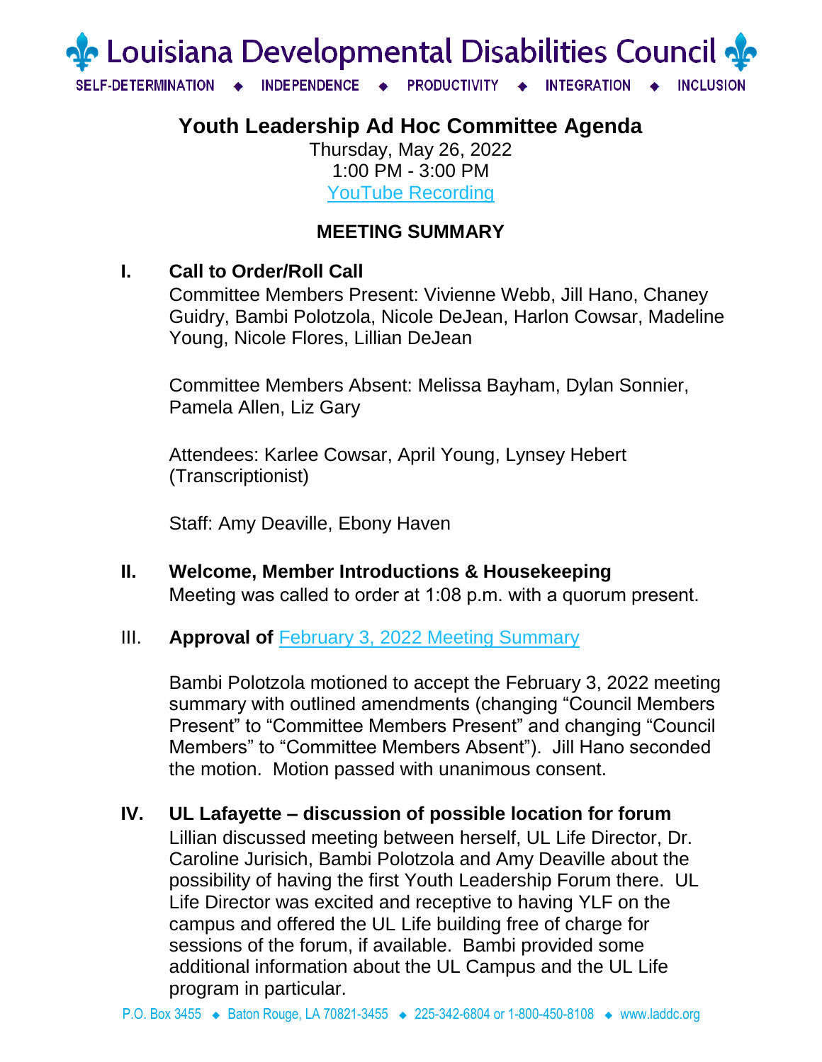# Louisiana Developmental Disabilities Council

SELF-DETERMINATION ◆ INDEPENDENCE ◆ PRODUCTIVITY ◆ INTEGRATION ◆ INCLUSION

## Youth Leadership Ad Hoc Committee Agenda

Thursday, May 26, 2022
1:00 PM - 3:00 PM
[YouTube Recording]

### MEETING SUMMARY

**I. Call to Order/Roll Call**

Committee Members Present: Vivienne Webb, Jill Hano, Chaney Guidry, Bambi Polotzola, Nicole DeJean, Harlon Cowsar, Madeline Young, Nicole Flores, Lillian DeJean

Committee Members Absent: Melissa Bayham, Dylan Sonnier, Pamela Allen, Liz Gary

Attendees: Karlee Cowsar, April Young, Lynsey Hebert (Transcriptionist)

Staff: Amy Deaville, Ebony Haven

**II. Welcome, Member Introductions & Housekeeping**

Meeting was called to order at 1:08 p.m. with a quorum present.

III. **Approval of** [February 3, 2022 Meeting Summary]

Bambi Polotzola motioned to accept the February 3, 2022 meeting summary with outlined amendments (changing "Council Members Present" to "Committee Members Present" and changing "Council Members" to "Committee Members Absent"). Jill Hano seconded the motion. Motion passed with unanimous consent.

**IV. UL Lafayette – discussion of possible location for forum**

Lillian discussed meeting between herself, UL Life Director, Dr. Caroline Jurisich, Bambi Polotzola and Amy Deaville about the possibility of having the first Youth Leadership Forum there. UL Life Director was excited and receptive to having YLF on the campus and offered the UL Life building free of charge for sessions of the forum, if available. Bambi provided some additional information about the UL Campus and the UL Life program in particular.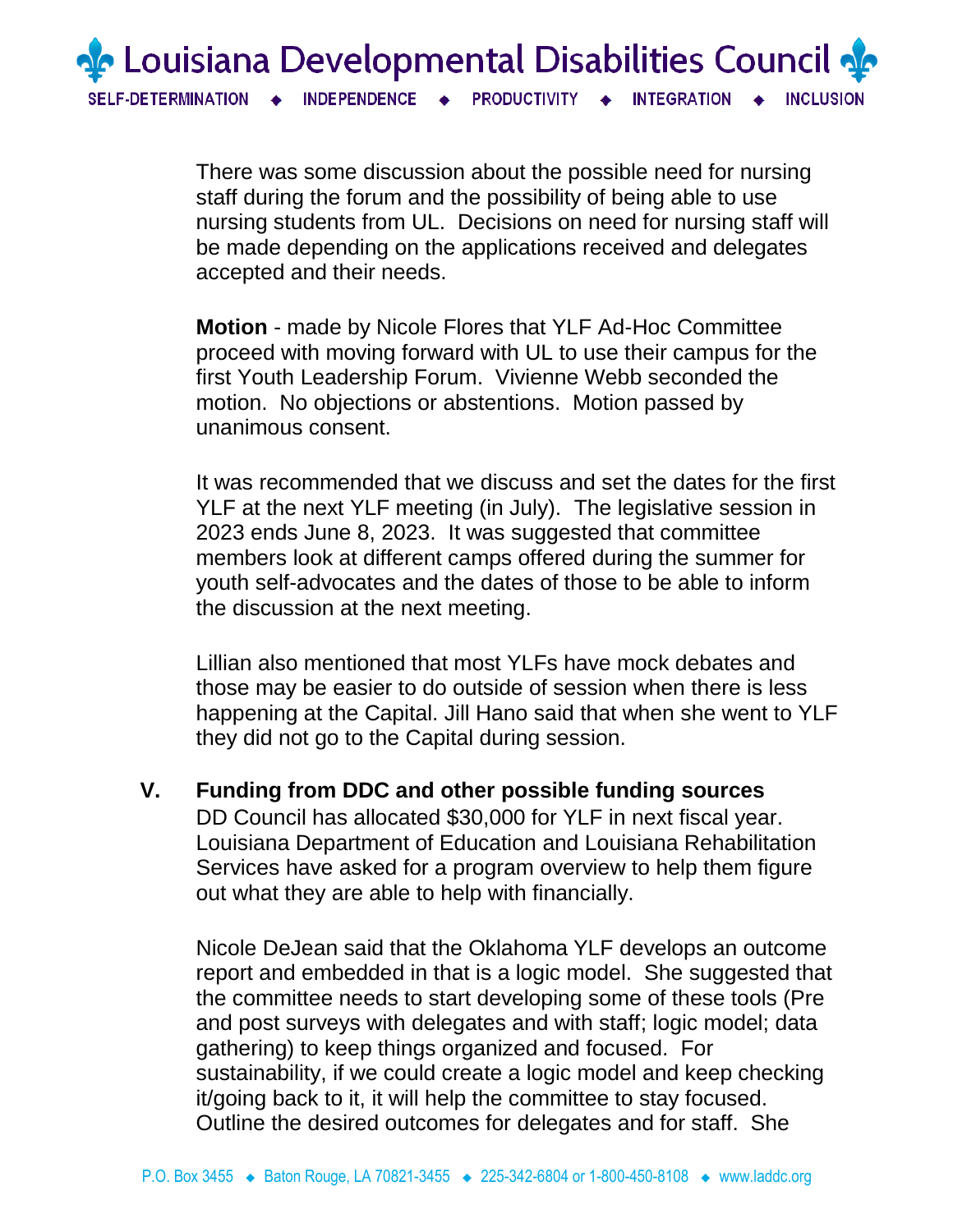There was some discussion about the possible need for nursing staff during the forum and the possibility of being able to use nursing students from UL. Decisions on need for nursing staff will be made depending on the applications received and delegates accepted and their needs.

**Motion** - made by Nicole Flores that YLF Ad-Hoc Committee proceed with moving forward with UL to use their campus for the first Youth Leadership Forum. Vivienne Webb seconded the motion. No objections or abstentions. Motion passed by unanimous consent.

It was recommended that we discuss and set the dates for the first YLF at the next YLF meeting (in July). The legislative session in 2023 ends June 8, 2023. It was suggested that committee members look at different camps offered during the summer for youth self-advocates and the dates of those to be able to inform the discussion at the next meeting.

Lillian also mentioned that most YLFs have mock debates and those may be easier to do outside of session when there is less happening at the Capital. Jill Hano said that when she went to YLF they did not go to the Capital during session.

## V. Funding from DDC and other possible funding sources

DD Council has allocated $30,000 for YLF in next fiscal year. Louisiana Department of Education and Louisiana Rehabilitation Services have asked for a program overview to help them figure out what they are able to help with financially.

Nicole DeJean said that the Oklahoma YLF develops an outcome report and embedded in that is a logic model. She suggested that the committee needs to start developing some of these tools (Pre and post surveys with delegates and with staff; logic model; data gathering) to keep things organized and focused. For sustainability, if we could create a logic model and keep checking it/going back to it, it will help the committee to stay focused. Outline the desired outcomes for delegates and for staff. She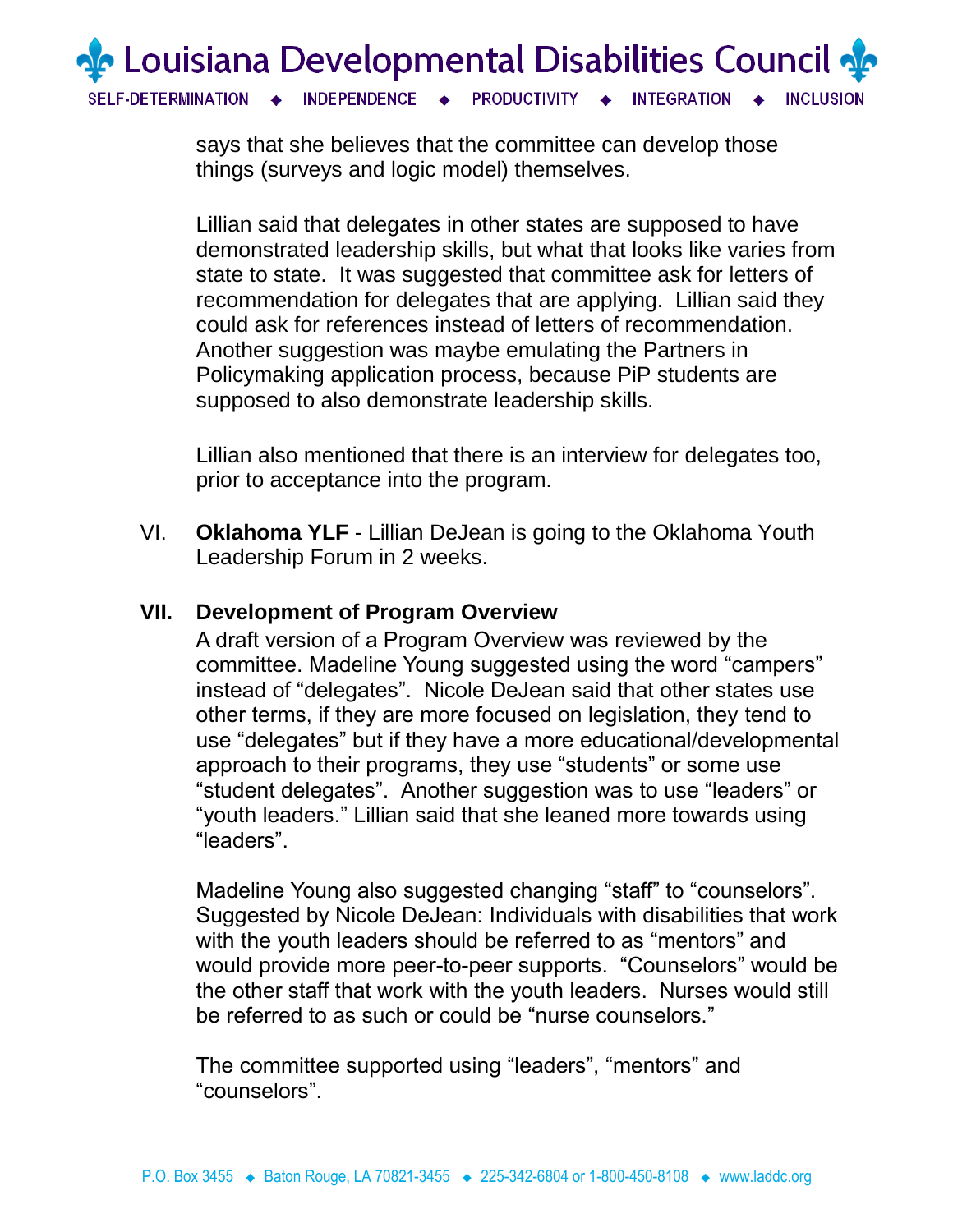says that she believes that the committee can develop those things (surveys and logic model) themselves.

Lillian said that delegates in other states are supposed to have demonstrated leadership skills, but what that looks like varies from state to state.  It was suggested that committee ask for letters of recommendation for delegates that are applying.  Lillian said they could ask for references instead of letters of recommendation. Another suggestion was maybe emulating the Partners in Policymaking application process, because PiP students are supposed to also demonstrate leadership skills.

Lillian also mentioned that there is an interview for delegates too, prior to acceptance into the program.

VI. **Oklahoma YLF** - Lillian DeJean is going to the Oklahoma Youth Leadership Forum in 2 weeks.

**VII. Development of Program Overview**

A draft version of a Program Overview was reviewed by the committee. Madeline Young suggested using the word “campers” instead of “delegates”.  Nicole DeJean said that other states use other terms, if they are more focused on legislation, they tend to use “delegates” but if they have a more educational/developmental approach to their programs, they use “students” or some use “student delegates”.  Another suggestion was to use “leaders” or “youth leaders.” Lillian said that she leaned more towards using “leaders”.

Madeline Young also suggested changing “staff” to “counselors”. Suggested by Nicole DeJean: Individuals with disabilities that work with the youth leaders should be referred to as “mentors” and would provide more peer-to-peer supports.  “Counselors” would be the other staff that work with the youth leaders.  Nurses would still be referred to as such or could be “nurse counselors.”

The committee supported using “leaders”, “mentors” and “counselors”.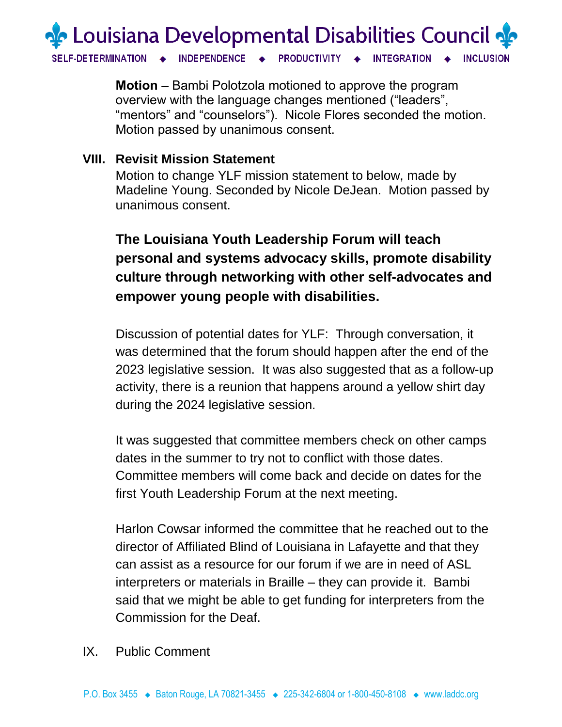**Motion** – Bambi Polotzola motioned to approve the program overview with the language changes mentioned ("leaders", "mentors" and "counselors"). Nicole Flores seconded the motion. Motion passed by unanimous consent.

## VIII. Revisit Mission Statement

Motion to change YLF mission statement to below, made by Madeline Young. Seconded by Nicole DeJean. Motion passed by unanimous consent.

**The Louisiana Youth Leadership Forum will teach personal and systems advocacy skills, promote disability culture through networking with other self-advocates and empower young people with disabilities.**

Discussion of potential dates for YLF: Through conversation, it was determined that the forum should happen after the end of the 2023 legislative session. It was also suggested that as a follow-up activity, there is a reunion that happens around a yellow shirt day during the 2024 legislative session.

It was suggested that committee members check on other camps dates in the summer to try not to conflict with those dates. Committee members will come back and decide on dates for the first Youth Leadership Forum at the next meeting.

Harlon Cowsar informed the committee that he reached out to the director of Affiliated Blind of Louisiana in Lafayette and that they can assist as a resource for our forum if we are in need of ASL interpreters or materials in Braille – they can provide it. Bambi said that we might be able to get funding for interpreters from the Commission for the Deaf.

## IX. Public Comment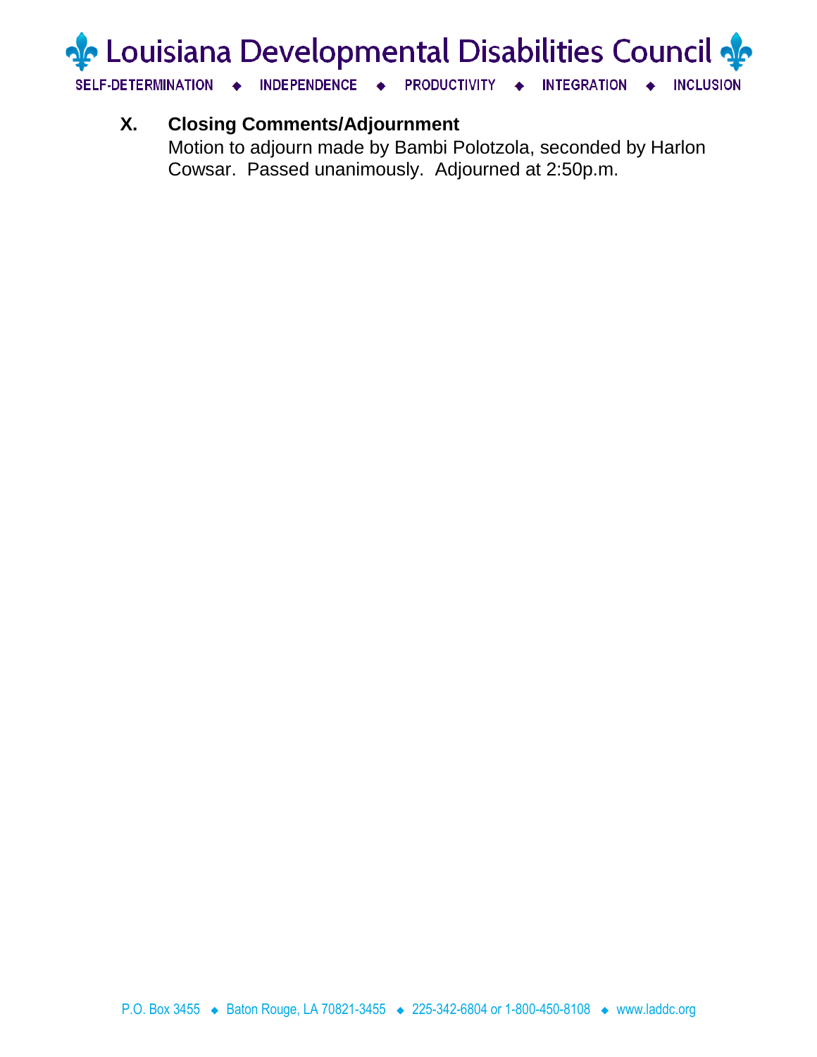### X. Closing Comments/Adjournment

Motion to adjourn made by Bambi Polotzola, seconded by Harlon Cowsar. Passed unanimously. Adjourned at 2:50p.m.